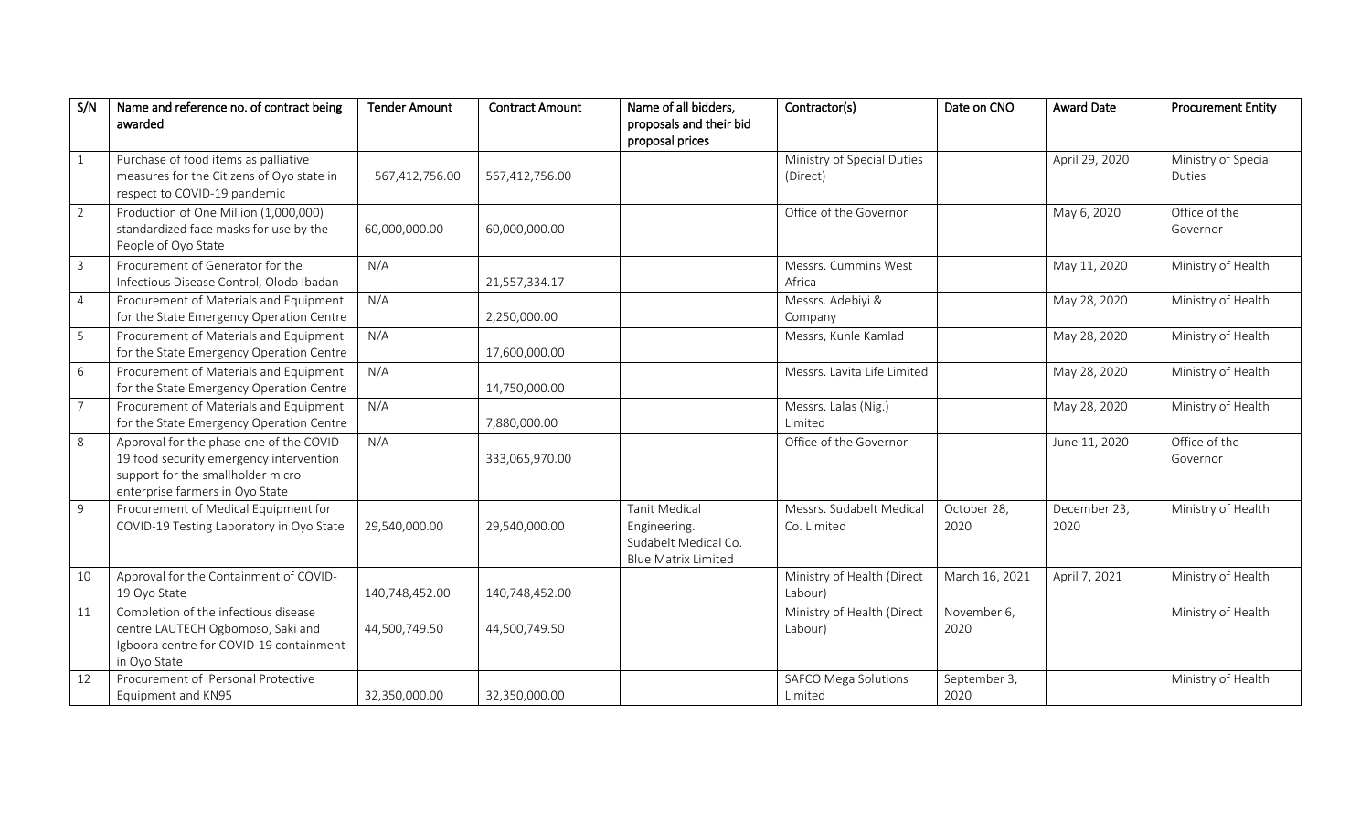| S/N | Name and reference no. of contract being awarded | Tender Amount | Contract Amount | Name of all bidders, proposals and their bid proposal prices | Contractor(s) | Date on CNO | Award Date | Procurement Entity |
|---|---|---|---|---|---|---|---|---|
| 1 | Purchase of food items as palliative measures for the Citizens of Oyo state in respect to COVID-19 pandemic | 567,412,756.00 | 567,412,756.00 | | Ministry of Special Duties (Direct) | | April 29, 2020 | Ministry of Special Duties |
| 2 | Production of One Million (1,000,000) standardized face masks for use by the People of Oyo State | 60,000,000.00 | 60,000,000.00 | | Office of the Governor | | May 6, 2020 | Office of the Governor |
| 3 | Procurement of Generator for the Infectious Disease Control, Olodo Ibadan | N/A | 21,557,334.17 | | Messrs. Cummins West Africa | | May 11, 2020 | Ministry of Health |
| 4 | Procurement of Materials and Equipment for the State Emergency Operation Centre | N/A | 2,250,000.00 | | Messrs. Adebiyi & Company | | May 28, 2020 | Ministry of Health |
| 5 | Procurement of Materials and Equipment for the State Emergency Operation Centre | N/A | 17,600,000.00 | | Messrs, Kunle Kamlad | | May 28, 2020 | Ministry of Health |
| 6 | Procurement of Materials and Equipment for the State Emergency Operation Centre | N/A | 14,750,000.00 | | Messrs. Lavita Life Limited | | May 28, 2020 | Ministry of Health |
| 7 | Procurement of Materials and Equipment for the State Emergency Operation Centre | N/A | 7,880,000.00 | | Messrs. Lalas (Nig.) Limited | | May 28, 2020 | Ministry of Health |
| 8 | Approval for the phase one of the COVID-19 food security emergency intervention support for the smallholder micro enterprise farmers in Oyo State | N/A | 333,065,970.00 | | Office of the Governor | | June 11, 2020 | Office of the Governor |
| 9 | Procurement of Medical Equipment for COVID-19 Testing Laboratory in Oyo State | 29,540,000.00 | 29,540,000.00 | Tanit Medical Engineering. Sudabelt Medical Co. Blue Matrix Limited | Messrs. Sudabelt Medical Co. Limited | October 28, 2020 | December 23, 2020 | Ministry of Health |
| 10 | Approval for the Containment of COVID-19 Oyo State | 140,748,452.00 | 140,748,452.00 | | Ministry of Health (Direct Labour) | March 16, 2021 | April 7, 2021 | Ministry of Health |
| 11 | Completion of the infectious disease centre LAUTECH Ogbomoso, Saki and Igboora centre for COVID-19 containment in Oyo State | 44,500,749.50 | 44,500,749.50 | | Ministry of Health (Direct Labour) | November 6, 2020 | | Ministry of Health |
| 12 | Procurement of Personal Protective Equipment and KN95 | 32,350,000.00 | 32,350,000.00 | | SAFCO Mega Solutions Limited | September 3, 2020 | | Ministry of Health |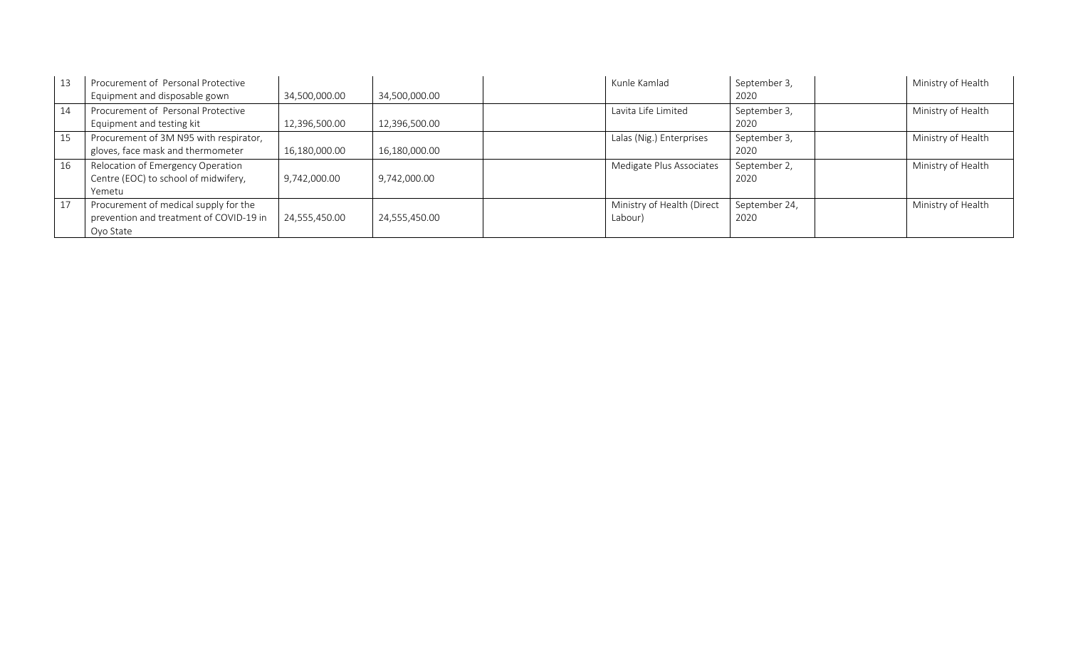| | | | | | | | | |
|---|---|---|---|---|---|---|---|---|
| 13 | Procurement of Personal Protective Equipment and disposable gown | 34,500,000.00 | 34,500,000.00 | | Kunle Kamlad | September 3, 2020 | | Ministry of Health |
| 14 | Procurement of Personal Protective Equipment and testing kit | 12,396,500.00 | 12,396,500.00 | | Lavita Life Limited | September 3, 2020 | | Ministry of Health |
| 15 | Procurement of 3M N95 with respirator, gloves, face mask and thermometer | 16,180,000.00 | 16,180,000.00 | | Lalas (Nig.) Enterprises | September 3, 2020 | | Ministry of Health |
| 16 | Relocation of Emergency Operation Centre (EOC) to school of midwifery, Yemetu | 9,742,000.00 | 9,742,000.00 | | Medigate Plus Associates | September 2, 2020 | | Ministry of Health |
| 17 | Procurement of medical supply for the prevention and treatment of COVID-19 in Oyo State | 24,555,450.00 | 24,555,450.00 | | Ministry of Health (Direct Labour) | September 24, 2020 | | Ministry of Health |